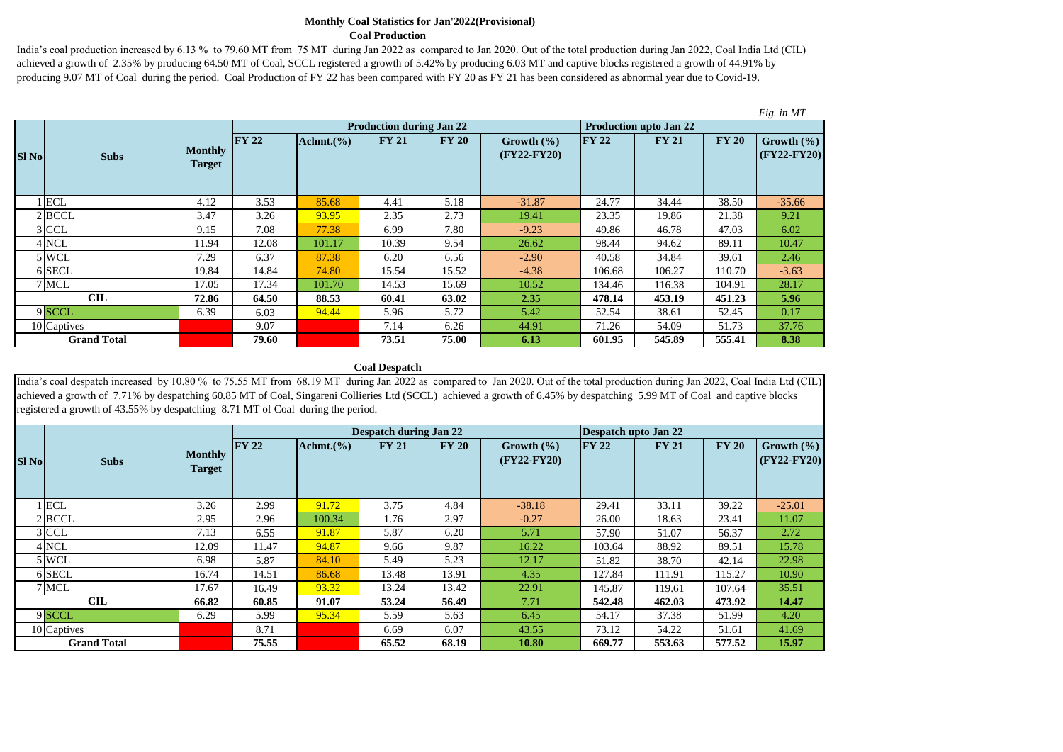# Monthly Coal Statistics for Jan'2022(Provisional)

## Coal Production

India's coal production increased by 6.13 % to 79.60 MT from 75 MT during Jan 2022 as compared to Jan 2020. Out of the total production during Jan 2022, Coal India Ltd (CIL) achieved a growth of 2.35% by producing 64.50 MT of Coal, SCCL registered a growth of 5.42% by producing 6.03 MT and captive blocks registered a growth of 44.91% by producing 9.07 MT of Coal during the period. Coal Production of FY 22 has been compared with FY 20 as FY 21 has been considered as abnormal year due to Covid-19.

*Fig. in MT*

| Sl No | Subs | Monthly Target | Production during Jan 22 | | | | | Production upto Jan 22 | | | |
|---|---|---|---|---|---|---|---|---|---|---|---|
| | | | FY 22 | Achmt.(%) | FY 21 | FY 20 | Growth (%) (FY22-FY20) | FY 22 | FY 21 | FY 20 | Growth (%) (FY22-FY20) |
| 1 | ECL | 4.12 | 3.53 | 85.68 | 4.41 | 5.18 | -31.87 | 24.77 | 34.44 | 38.50 | -35.66 |
| 2 | BCCL | 3.47 | 3.26 | 93.95 | 2.35 | 2.73 | 19.41 | 23.35 | 19.86 | 21.38 | 9.21 |
| 3 | CCL | 9.15 | 7.08 | 77.38 | 6.99 | 7.80 | -9.23 | 49.86 | 46.78 | 47.03 | 6.02 |
| 4 | NCL | 11.94 | 12.08 | 101.17 | 10.39 | 9.54 | 26.62 | 98.44 | 94.62 | 89.11 | 10.47 |
| 5 | WCL | 7.29 | 6.37 | 87.38 | 6.20 | 6.56 | -2.90 | 40.58 | 34.84 | 39.61 | 2.46 |
| 6 | SECL | 19.84 | 14.84 | 74.80 | 15.54 | 15.52 | -4.38 | 106.68 | 106.27 | 110.70 | -3.63 |
| 7 | MCL | 17.05 | 17.34 | 101.70 | 14.53 | 15.69 | 10.52 | 134.46 | 116.38 | 104.91 | 28.17 |
| **CIL** | | **72.86** | **64.50** | **88.53** | **60.41** | **63.02** | **2.35** | **478.14** | **453.19** | **451.23** | **5.96** |
| 9 | SCCL | 6.39 | 6.03 | 94.44 | 5.96 | 5.72 | 5.42 | 52.54 | 38.61 | 52.45 | 0.17 |
| 10 | Captives | | 9.07 | | 7.14 | 6.26 | 44.91 | 71.26 | 54.09 | 51.73 | 37.76 |
| **Grand Total** | | | **79.60** | | **73.51** | **75.00** | **6.13** | **601.95** | **545.89** | **555.41** | **8.38** |

## Coal Despatch

India's coal despatch increased by 10.80 % to 75.55 MT from 68.19 MT during Jan 2022 as compared to Jan 2020. Out of the total production during Jan 2022, Coal India Ltd (CIL) achieved a growth of 7.71% by despatching 60.85 MT of Coal, Singareni Collieries Ltd (SCCL) achieved a growth of 6.45% by despatching 5.99 MT of Coal and captive blocks registered a growth of 43.55% by despatching 8.71 MT of Coal during the period.

| Sl No | Subs | Monthly Target | Despatch during Jan 22 | | | | | Despatch upto Jan 22 | | | |
|---|---|---|---|---|---|---|---|---|---|---|---|
| | | | FY 22 | Achmt.(%) | FY 21 | FY 20 | Growth (%) (FY22-FY20) | FY 22 | FY 21 | FY 20 | Growth (%) (FY22-FY20) |
| 1 | ECL | 3.26 | 2.99 | 91.72 | 3.75 | 4.84 | -38.18 | 29.41 | 33.11 | 39.22 | -25.01 |
| 2 | BCCL | 2.95 | 2.96 | 100.34 | 1.76 | 2.97 | -0.27 | 26.00 | 18.63 | 23.41 | 11.07 |
| 3 | CCL | 7.13 | 6.55 | 91.87 | 5.87 | 6.20 | 5.71 | 57.90 | 51.07 | 56.37 | 2.72 |
| 4 | NCL | 12.09 | 11.47 | 94.87 | 9.66 | 9.87 | 16.22 | 103.64 | 88.92 | 89.51 | 15.78 |
| 5 | WCL | 6.98 | 5.87 | 84.10 | 5.49 | 5.23 | 12.17 | 51.82 | 38.70 | 42.14 | 22.98 |
| 6 | SECL | 16.74 | 14.51 | 86.68 | 13.48 | 13.91 | 4.35 | 127.84 | 111.91 | 115.27 | 10.90 |
| 7 | MCL | 17.67 | 16.49 | 93.32 | 13.24 | 13.42 | 22.91 | 145.87 | 119.61 | 107.64 | 35.51 |
| **CIL** | | **66.82** | **60.85** | **91.07** | **53.24** | **56.49** | **7.71** | **542.48** | **462.03** | **473.92** | **14.47** |
| 9 | SCCL | 6.29 | 5.99 | 95.34 | 5.59 | 5.63 | 6.45 | 54.17 | 37.38 | 51.99 | 4.20 |
| 10 | Captives | | 8.71 | | 6.69 | 6.07 | 43.55 | 73.12 | 54.22 | 51.61 | 41.69 |
| **Grand Total** | | | **75.55** | | **65.52** | **68.19** | **10.80** | **669.77** | **553.63** | **577.52** | **15.97** |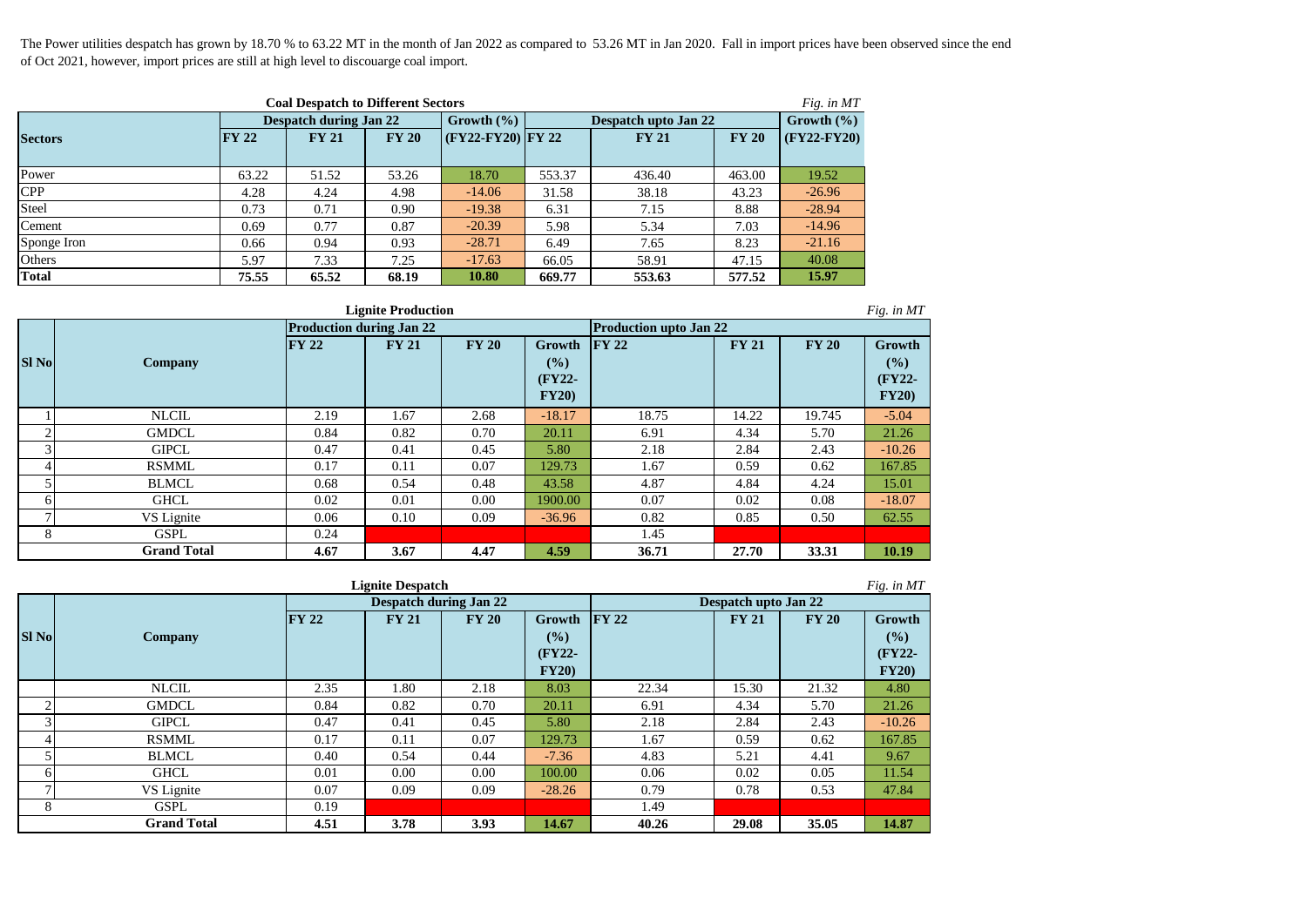The Power utilities despatch has grown by 18.70 % to 63.22 MT in the month of Jan 2022 as compared to 53.26 MT in Jan 2020. Fall in import prices have been observed since the end of Oct 2021, however, import prices are still at high level to discouarge coal import.

**Coal Despatch to Different Sectors** *Fig. in MT*

| Sectors | Despatch during Jan 22 | | | Growth (%) | Despatch upto Jan 22 | | | Growth (%) |
|---|---|---|---|---|---|---|---|---|
| | FY 22 | FY 21 | FY 20 | (FY22-FY20) | FY 22 | FY 21 | FY 20 | (FY22-FY20) |
| Power | 63.22 | 51.52 | 53.26 | 18.70 | 553.37 | 436.40 | 463.00 | 19.52 |
| CPP | 4.28 | 4.24 | 4.98 | -14.06 | 31.58 | 38.18 | 43.23 | -26.96 |
| Steel | 0.73 | 0.71 | 0.90 | -19.38 | 6.31 | 7.15 | 8.88 | -28.94 |
| Cement | 0.69 | 0.77 | 0.87 | -20.39 | 5.98 | 5.34 | 7.03 | -14.96 |
| Sponge Iron | 0.66 | 0.94 | 0.93 | -28.71 | 6.49 | 7.65 | 8.23 | -21.16 |
| Others | 5.97 | 7.33 | 7.25 | -17.63 | 66.05 | 58.91 | 47.15 | 40.08 |
| **Total** | **75.55** | **65.52** | **68.19** | **10.80** | **669.77** | **553.63** | **577.52** | **15.97** |

**Lignite Production** *Fig. in MT*

| Sl No | Company | Production during Jan 22 | | | | Production upto Jan 22 | | | |
|---|---|---|---|---|---|---|---|---|---|
| | | FY 22 | FY 21 | FY 20 | Growth (%) (FY22-FY20) | FY 22 | FY 21 | FY 20 | Growth (%) (FY22-FY20) |
| 1 | NLCIL | 2.19 | 1.67 | 2.68 | -18.17 | 18.75 | 14.22 | 19.745 | -5.04 |
| 2 | GMDCL | 0.84 | 0.82 | 0.70 | 20.11 | 6.91 | 4.34 | 5.70 | 21.26 |
| 3 | GIPCL | 0.47 | 0.41 | 0.45 | 5.80 | 2.18 | 2.84 | 2.43 | -10.26 |
| 4 | RSMML | 0.17 | 0.11 | 0.07 | 129.73 | 1.67 | 0.59 | 0.62 | 167.85 |
| 5 | BLMCL | 0.68 | 0.54 | 0.48 | 43.58 | 4.87 | 4.84 | 4.24 | 15.01 |
| 6 | GHCL | 0.02 | 0.01 | 0.00 | 1900.00 | 0.07 | 0.02 | 0.08 | -18.07 |
| 7 | VS Lignite | 0.06 | 0.10 | 0.09 | -36.96 | 0.82 | 0.85 | 0.50 | 62.55 |
| 8 | GSPL | 0.24 | | | | 1.45 | | | |
| | **Grand Total** | **4.67** | **3.67** | **4.47** | **4.59** | **36.71** | **27.70** | **33.31** | **10.19** |

**Lignite Despatch** *Fig. in MT*

| Sl No | Company | Despatch during Jan 22 | | | | Despatch upto Jan 22 | | | |
|---|---|---|---|---|---|---|---|---|---|
| | | FY 22 | FY 21 | FY 20 | Growth (%) (FY22-FY20) | FY 22 | FY 21 | FY 20 | Growth (%) (FY22-FY20) |
| | NLCIL | 2.35 | 1.80 | 2.18 | 8.03 | 22.34 | 15.30 | 21.32 | 4.80 |
| 2 | GMDCL | 0.84 | 0.82 | 0.70 | 20.11 | 6.91 | 4.34 | 5.70 | 21.26 |
| 3 | GIPCL | 0.47 | 0.41 | 0.45 | 5.80 | 2.18 | 2.84 | 2.43 | -10.26 |
| 4 | RSMML | 0.17 | 0.11 | 0.07 | 129.73 | 1.67 | 0.59 | 0.62 | 167.85 |
| 5 | BLMCL | 0.40 | 0.54 | 0.44 | -7.36 | 4.83 | 5.21 | 4.41 | 9.67 |
| 6 | GHCL | 0.01 | 0.00 | 0.00 | 100.00 | 0.06 | 0.02 | 0.05 | 11.54 |
| 7 | VS Lignite | 0.07 | 0.09 | 0.09 | -28.26 | 0.79 | 0.78 | 0.53 | 47.84 |
| 8 | GSPL | 0.19 | | | | 1.49 | | | |
| | **Grand Total** | **4.51** | **3.78** | **3.93** | **14.67** | **40.26** | **29.08** | **35.05** | **14.87** |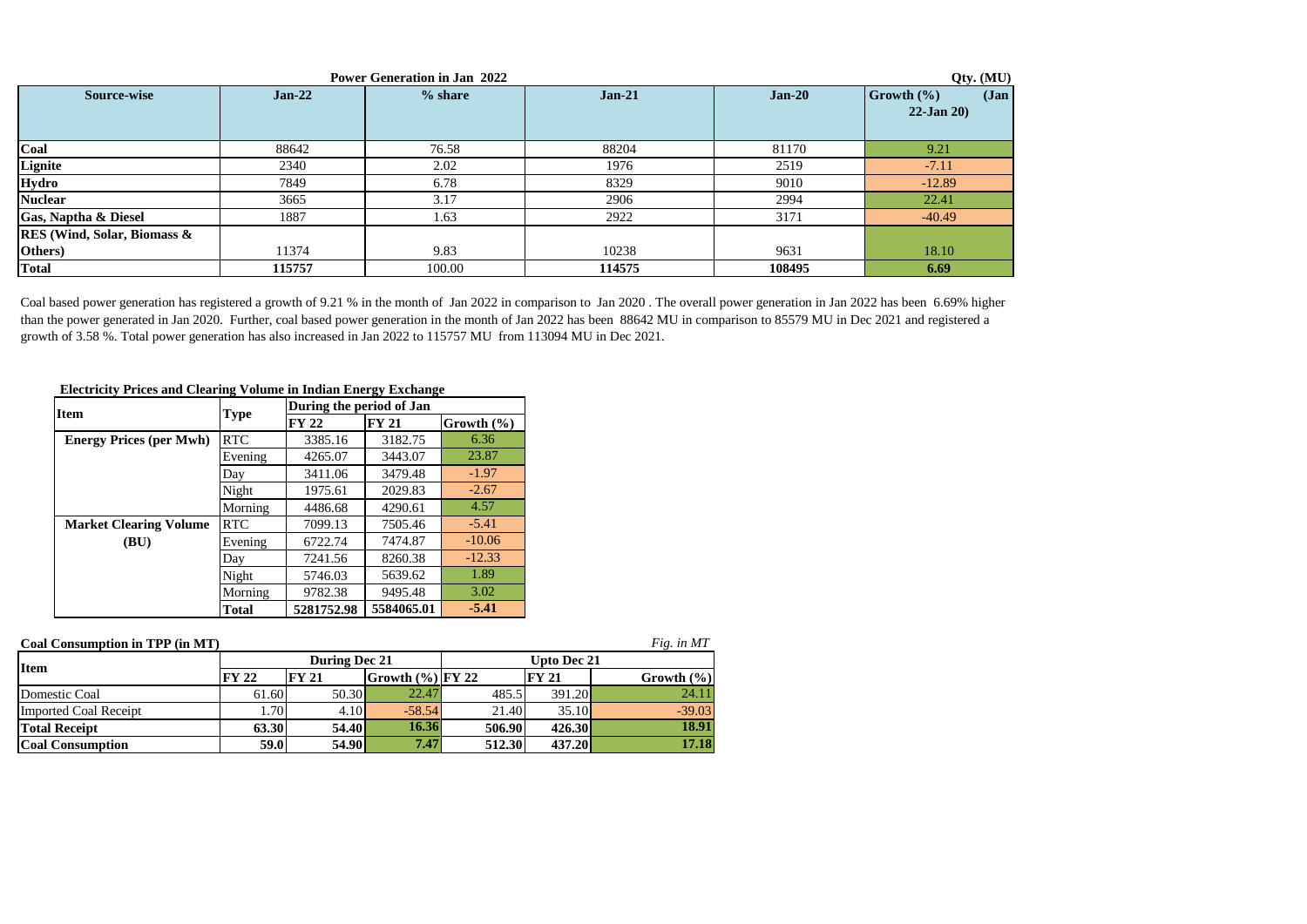**Power Generation in Jan 2022**

Qty. (MU)

| Source-wise | Jan-22 | % share | Jan-21 | Jan-20 | Growth (%) (Jan 22-Jan 20) |
|---|---|---|---|---|---|
| **Coal** | 88642 | 76.58 | 88204 | 81170 | 9.21 |
| **Lignite** | 2340 | 2.02 | 1976 | 2519 | -7.11 |
| **Hydro** | 7849 | 6.78 | 8329 | 9010 | -12.89 |
| **Nuclear** | 3665 | 3.17 | 2906 | 2994 | 22.41 |
| **Gas, Naptha & Diesel** | 1887 | 1.63 | 2922 | 3171 | -40.49 |
| **RES (Wind, Solar, Biomass & Others)** | 11374 | 9.83 | 10238 | 9631 | 18.10 |
| **Total** | **115757** | 100.00 | **114575** | **108495** | **6.69** |

Coal based power generation has registered a growth of 9.21 % in the month of Jan 2022 in comparison to Jan 2020 . The overall power generation in Jan 2022 has been 6.69% higher than the power generated in Jan 2020. Further, coal based power generation in the month of Jan 2022 has been 88642 MU in comparison to 85579 MU in Dec 2021 and registered a growth of 3.58 %. Total power generation has also increased in Jan 2022 to 115757 MU from 113094 MU in Dec 2021.

**Electricity Prices and Clearing Volume in Indian Energy Exchange**

| Item | Type | During the period of Jan | | |
|---|---|---|---|---|
| | | **FY 22** | **FY 21** | **Growth (%)** |
| **Energy Prices (per Mwh)** | RTC | 3385.16 | 3182.75 | 6.36 |
| | Evening | 4265.07 | 3443.07 | 23.87 |
| | Day | 3411.06 | 3479.48 | -1.97 |
| | Night | 1975.61 | 2029.83 | -2.67 |
| | Morning | 4486.68 | 4290.61 | 4.57 |
| **Market Clearing Volume (BU)** | RTC | 7099.13 | 7505.46 | -5.41 |
| | Evening | 6722.74 | 7474.87 | -10.06 |
| | Day | 7241.56 | 8260.38 | -12.33 |
| | Night | 5746.03 | 5639.62 | 1.89 |
| | Morning | 9782.38 | 9495.48 | 3.02 |
| | **Total** | **5281752.98** | **5584065.01** | **-5.41** |

**Coal Consumption in TPP (in MT)**

*Fig. in MT*

| Item | During Dec 21 | | | Upto Dec 21 | | |
|---|---|---|---|---|---|---|
| | **FY 22** | **FY 21** | **Growth (%)** | **FY 22** | **FY 21** | **Growth (%)** |
| Domestic Coal | 61.60 | 50.30 | 22.47 | 485.5 | 391.20 | 24.11 |
| Imported Coal Receipt | 1.70 | 4.10 | -58.54 | 21.40 | 35.10 | -39.03 |
| **Total Receipt** | **63.30** | **54.40** | **16.36** | **506.90** | **426.30** | **18.91** |
| **Coal Consumption** | **59.0** | **54.90** | **7.47** | **512.30** | **437.20** | **17.18** |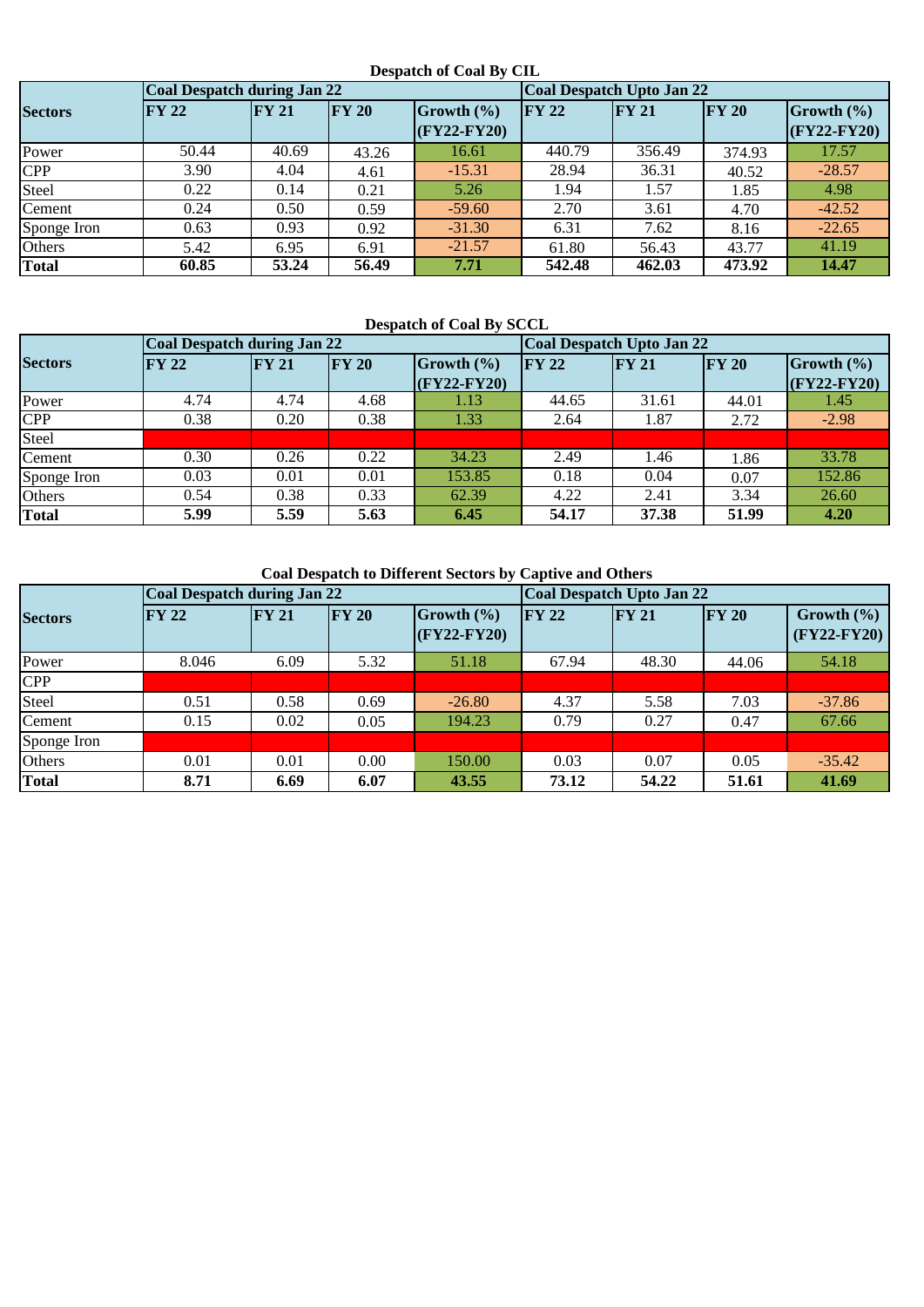### Despatch of Coal By CIL

| Sectors | Coal Despatch during Jan 22 | | | | Coal Despatch Upto Jan 22 | | | |
|---|---|---|---|---|---|---|---|---|
| | FY 22 | FY 21 | FY 20 | Growth (%) (FY22-FY20) | FY 22 | FY 21 | FY 20 | Growth (%) (FY22-FY20) |
| Power | 50.44 | 40.69 | 43.26 | 16.61 | 440.79 | 356.49 | 374.93 | 17.57 |
| CPP | 3.90 | 4.04 | 4.61 | -15.31 | 28.94 | 36.31 | 40.52 | -28.57 |
| Steel | 0.22 | 0.14 | 0.21 | 5.26 | 1.94 | 1.57 | 1.85 | 4.98 |
| Cement | 0.24 | 0.50 | 0.59 | -59.60 | 2.70 | 3.61 | 4.70 | -42.52 |
| Sponge Iron | 0.63 | 0.93 | 0.92 | -31.30 | 6.31 | 7.62 | 8.16 | -22.65 |
| Others | 5.42 | 6.95 | 6.91 | -21.57 | 61.80 | 56.43 | 43.77 | 41.19 |
| **Total** | **60.85** | **53.24** | **56.49** | **7.71** | **542.48** | **462.03** | **473.92** | **14.47** |

### Despatch of Coal By SCCL

| Sectors | Coal Despatch during Jan 22 | | | | Coal Despatch Upto Jan 22 | | | |
|---|---|---|---|---|---|---|---|---|
| | FY 22 | FY 21 | FY 20 | Growth (%) (FY22-FY20) | FY 22 | FY 21 | FY 20 | Growth (%) (FY22-FY20) |
| Power | 4.74 | 4.74 | 4.68 | 1.13 | 44.65 | 31.61 | 44.01 | 1.45 |
| CPP | 0.38 | 0.20 | 0.38 | 1.33 | 2.64 | 1.87 | 2.72 | -2.98 |
| Steel | | | | | | | | |
| Cement | 0.30 | 0.26 | 0.22 | 34.23 | 2.49 | 1.46 | 1.86 | 33.78 |
| Sponge Iron | 0.03 | 0.01 | 0.01 | 153.85 | 0.18 | 0.04 | 0.07 | 152.86 |
| Others | 0.54 | 0.38 | 0.33 | 62.39 | 4.22 | 2.41 | 3.34 | 26.60 |
| **Total** | **5.99** | **5.59** | **5.63** | **6.45** | **54.17** | **37.38** | **51.99** | **4.20** |

### Coal Despatch to Different Sectors by Captive and Others

| Sectors | Coal Despatch during Jan 22 | | | | Coal Despatch Upto Jan 22 | | | |
|---|---|---|---|---|---|---|---|---|
| | FY 22 | FY 21 | FY 20 | Growth (%) (FY22-FY20) | FY 22 | FY 21 | FY 20 | Growth (%) (FY22-FY20) |
| Power | 8.046 | 6.09 | 5.32 | 51.18 | 67.94 | 48.30 | 44.06 | 54.18 |
| CPP | | | | | | | | |
| Steel | 0.51 | 0.58 | 0.69 | -26.80 | 4.37 | 5.58 | 7.03 | -37.86 |
| Cement | 0.15 | 0.02 | 0.05 | 194.23 | 0.79 | 0.27 | 0.47 | 67.66 |
| Sponge Iron | | | | | | | | |
| Others | 0.01 | 0.01 | 0.00 | 150.00 | 0.03 | 0.07 | 0.05 | -35.42 |
| **Total** | **8.71** | **6.69** | **6.07** | **43.55** | **73.12** | **54.22** | **51.61** | **41.69** |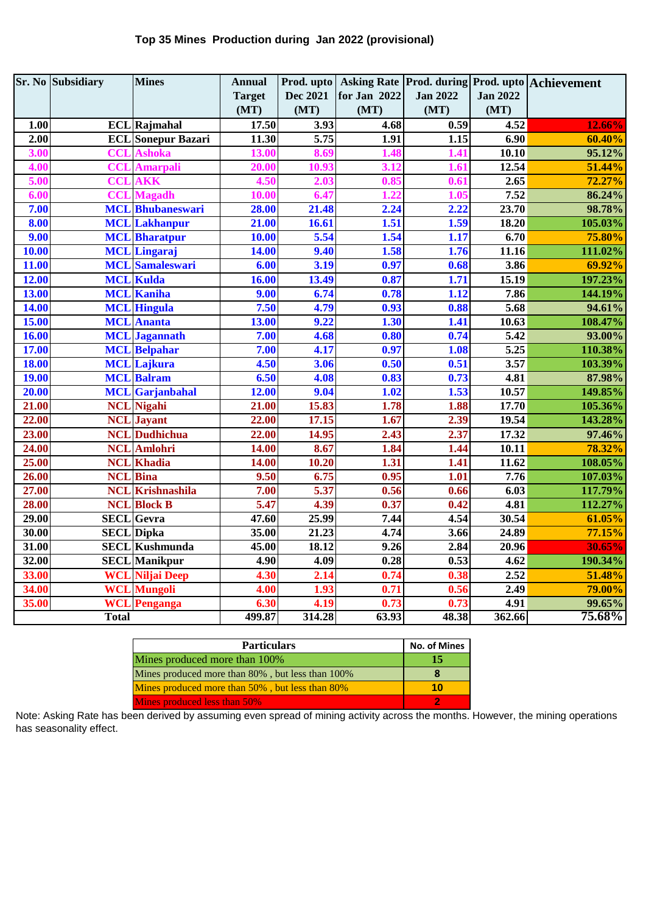### Top 35 Mines Production during Jan 2022 (provisional)

| Sr. No | Subsidiary | Mines | Annual Target (MT) | Prod. upto Dec 2021 (MT) | Asking Rate for Jan 2022 (MT) | Prod. during Jan 2022 (MT) | Prod. upto Jan 2022 (MT) | Achievement |
|---|---|---|---|---|---|---|---|---|
| 1.00 | ECL | Rajmahal | 17.50 | 3.93 | 4.68 | 0.59 | 4.52 | 12.66% |
| 2.00 | ECL | Sonepur Bazari | 11.30 | 5.75 | 1.91 | 1.15 | 6.90 | 60.40% |
| 3.00 | CCL | Ashoka | 13.00 | 8.69 | 1.48 | 1.41 | 10.10 | 95.12% |
| 4.00 | CCL | Amarpali | 20.00 | 10.93 | 3.12 | 1.61 | 12.54 | 51.44% |
| 5.00 | CCL | AKK | 4.50 | 2.03 | 0.85 | 0.61 | 2.65 | 72.27% |
| 6.00 | CCL | Magadh | 10.00 | 6.47 | 1.22 | 1.05 | 7.52 | 86.24% |
| 7.00 | MCL | Bhubaneswari | 28.00 | 21.48 | 2.24 | 2.22 | 23.70 | 98.78% |
| 8.00 | MCL | Lakhanpur | 21.00 | 16.61 | 1.51 | 1.59 | 18.20 | 105.03% |
| 9.00 | MCL | Bharatpur | 10.00 | 5.54 | 1.54 | 1.17 | 6.70 | 75.80% |
| 10.00 | MCL | Lingaraj | 14.00 | 9.40 | 1.58 | 1.76 | 11.16 | 111.02% |
| 11.00 | MCL | Samaleswari | 6.00 | 3.19 | 0.97 | 0.68 | 3.86 | 69.92% |
| 12.00 | MCL | Kulda | 16.00 | 13.49 | 0.87 | 1.71 | 15.19 | 197.23% |
| 13.00 | MCL | Kaniha | 9.00 | 6.74 | 0.78 | 1.12 | 7.86 | 144.19% |
| 14.00 | MCL | Hingula | 7.50 | 4.79 | 0.93 | 0.88 | 5.68 | 94.61% |
| 15.00 | MCL | Ananta | 13.00 | 9.22 | 1.30 | 1.41 | 10.63 | 108.47% |
| 16.00 | MCL | Jagannath | 7.00 | 4.68 | 0.80 | 0.74 | 5.42 | 93.00% |
| 17.00 | MCL | Belpahar | 7.00 | 4.17 | 0.97 | 1.08 | 5.25 | 110.38% |
| 18.00 | MCL | Lajkura | 4.50 | 3.06 | 0.50 | 0.51 | 3.57 | 103.39% |
| 19.00 | MCL | Balram | 6.50 | 4.08 | 0.83 | 0.73 | 4.81 | 87.98% |
| 20.00 | MCL | Garjanbahal | 12.00 | 9.04 | 1.02 | 1.53 | 10.57 | 149.85% |
| 21.00 | NCL | Nigahi | 21.00 | 15.83 | 1.78 | 1.88 | 17.70 | 105.36% |
| 22.00 | NCL | Jayant | 22.00 | 17.15 | 1.67 | 2.39 | 19.54 | 143.28% |
| 23.00 | NCL | Dudhichua | 22.00 | 14.95 | 2.43 | 2.37 | 17.32 | 97.46% |
| 24.00 | NCL | Amlohri | 14.00 | 8.67 | 1.84 | 1.44 | 10.11 | 78.32% |
| 25.00 | NCL | Khadia | 14.00 | 10.20 | 1.31 | 1.41 | 11.62 | 108.05% |
| 26.00 | NCL | Bina | 9.50 | 6.75 | 0.95 | 1.01 | 7.76 | 107.03% |
| 27.00 | NCL | Krishnashila | 7.00 | 5.37 | 0.56 | 0.66 | 6.03 | 117.79% |
| 28.00 | NCL | Block B | 5.47 | 4.39 | 0.37 | 0.42 | 4.81 | 112.27% |
| 29.00 | SECL | Gevra | 47.60 | 25.99 | 7.44 | 4.54 | 30.54 | 61.05% |
| 30.00 | SECL | Dipka | 35.00 | 21.23 | 4.74 | 3.66 | 24.89 | 77.15% |
| 31.00 | SECL | Kushmunda | 45.00 | 18.12 | 9.26 | 2.84 | 20.96 | 30.65% |
| 32.00 | SECL | Manikpur | 4.90 | 4.09 | 0.28 | 0.53 | 4.62 | 190.34% |
| 33.00 | WCL | Niljai Deep | 4.30 | 2.14 | 0.74 | 0.38 | 2.52 | 51.48% |
| 34.00 | WCL | Mungoli | 4.00 | 1.93 | 0.71 | 0.56 | 2.49 | 79.00% |
| 35.00 | WCL | Penganga | 6.30 | 4.19 | 0.73 | 0.73 | 4.91 | 99.65% |
| **Total** | | | 499.87 | 314.28 | 63.93 | 48.38 | 362.66 | 75.68% |

| Particulars | No. of Mines |
|---|---|
| Mines produced more than 100% | 15 |
| Mines produced more than 80% , but less than 100% | 8 |
| Mines produced more than 50% , but less than 80% | 10 |
| Mines produced less than 50% | 2 |

Note: Asking Rate has been derived by assuming even spread of mining activity across the months. However, the mining operations has seasonality effect.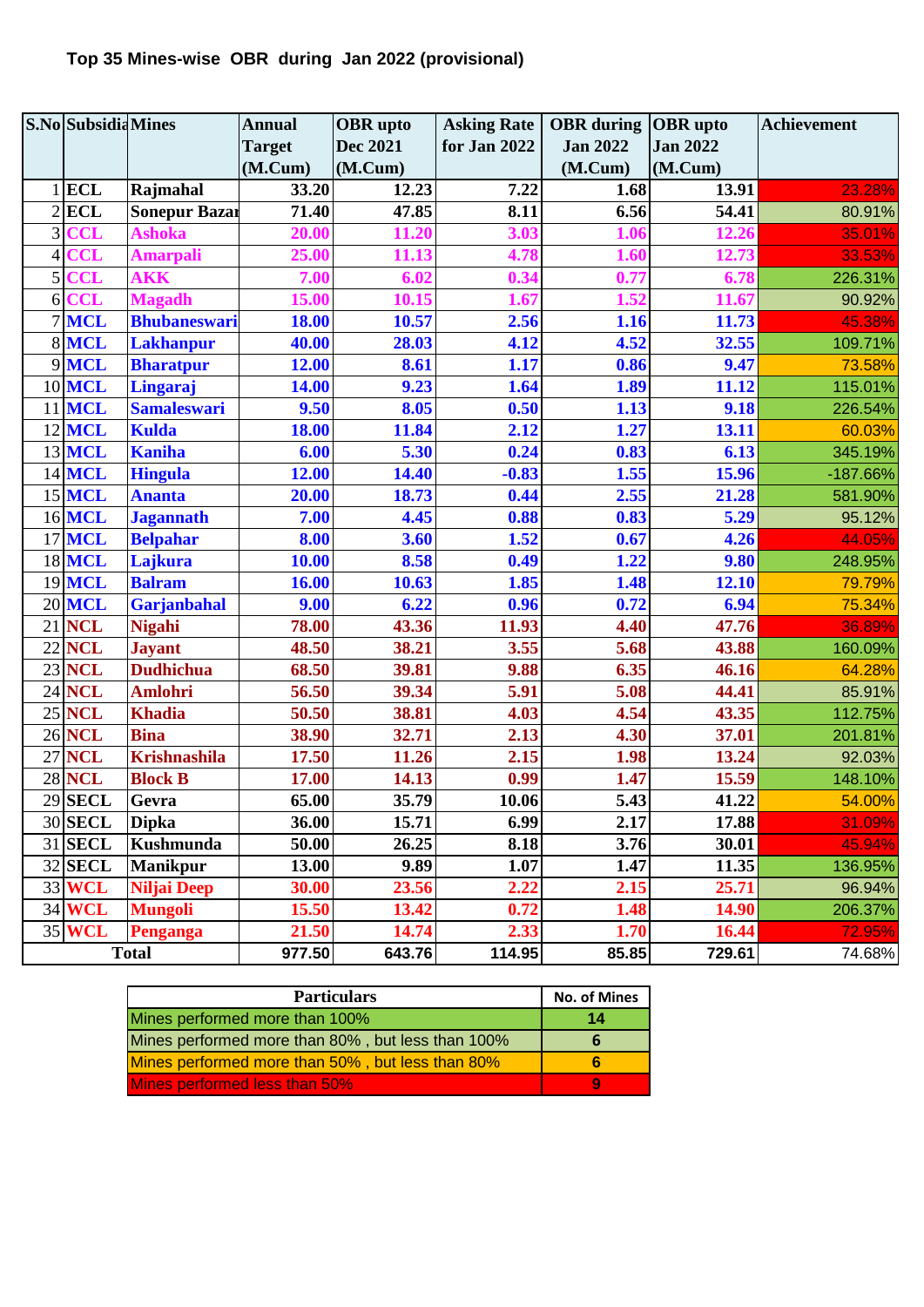# Top 35 Mines-wise OBR during Jan 2022 (provisional)

| S.No | Subsidiary | Mines | Annual Target (M.Cum) | OBR upto Dec 2021 (M.Cum) | Asking Rate for Jan 2022 | OBR during Jan 2022 (M.Cum) | OBR upto Jan 2022 (M.Cum) | Achievement |
|---|---|---|---|---|---|---|---|---|
| 1 | ECL | Rajmahal | 33.20 | 12.23 | 7.22 | 1.68 | 13.91 | 23.28% |
| 2 | ECL | Sonepur Bazar | 71.40 | 47.85 | 8.11 | 6.56 | 54.41 | 80.91% |
| 3 | CCL | Ashoka | 20.00 | 11.20 | 3.03 | 1.06 | 12.26 | 35.01% |
| 4 | CCL | Amarpali | 25.00 | 11.13 | 4.78 | 1.60 | 12.73 | 33.53% |
| 5 | CCL | AKK | 7.00 | 6.02 | 0.34 | 0.77 | 6.78 | 226.31% |
| 6 | CCL | Magadh | 15.00 | 10.15 | 1.67 | 1.52 | 11.67 | 90.92% |
| 7 | MCL | Bhubaneswari | 18.00 | 10.57 | 2.56 | 1.16 | 11.73 | 45.38% |
| 8 | MCL | Lakhanpur | 40.00 | 28.03 | 4.12 | 4.52 | 32.55 | 109.71% |
| 9 | MCL | Bharatpur | 12.00 | 8.61 | 1.17 | 0.86 | 9.47 | 73.58% |
| 10 | MCL | Lingaraj | 14.00 | 9.23 | 1.64 | 1.89 | 11.12 | 115.01% |
| 11 | MCL | Samaleswari | 9.50 | 8.05 | 0.50 | 1.13 | 9.18 | 226.54% |
| 12 | MCL | Kulda | 18.00 | 11.84 | 2.12 | 1.27 | 13.11 | 60.03% |
| 13 | MCL | Kaniha | 6.00 | 5.30 | 0.24 | 0.83 | 6.13 | 345.19% |
| 14 | MCL | Hingula | 12.00 | 14.40 | -0.83 | 1.55 | 15.96 | -187.66% |
| 15 | MCL | Ananta | 20.00 | 18.73 | 0.44 | 2.55 | 21.28 | 581.90% |
| 16 | MCL | Jagannath | 7.00 | 4.45 | 0.88 | 0.83 | 5.29 | 95.12% |
| 17 | MCL | Belpahar | 8.00 | 3.60 | 1.52 | 0.67 | 4.26 | 44.05% |
| 18 | MCL | Lajkura | 10.00 | 8.58 | 0.49 | 1.22 | 9.80 | 248.95% |
| 19 | MCL | Balram | 16.00 | 10.63 | 1.85 | 1.48 | 12.10 | 79.79% |
| 20 | MCL | Garjanbahal | 9.00 | 6.22 | 0.96 | 0.72 | 6.94 | 75.34% |
| 21 | NCL | Nigahi | 78.00 | 43.36 | 11.93 | 4.40 | 47.76 | 36.89% |
| 22 | NCL | Jayant | 48.50 | 38.21 | 3.55 | 5.68 | 43.88 | 160.09% |
| 23 | NCL | Dudhichua | 68.50 | 39.81 | 9.88 | 6.35 | 46.16 | 64.28% |
| 24 | NCL | Amlohri | 56.50 | 39.34 | 5.91 | 5.08 | 44.41 | 85.91% |
| 25 | NCL | Khadia | 50.50 | 38.81 | 4.03 | 4.54 | 43.35 | 112.75% |
| 26 | NCL | Bina | 38.90 | 32.71 | 2.13 | 4.30 | 37.01 | 201.81% |
| 27 | NCL | Krishnashila | 17.50 | 11.26 | 2.15 | 1.98 | 13.24 | 92.03% |
| 28 | NCL | Block B | 17.00 | 14.13 | 0.99 | 1.47 | 15.59 | 148.10% |
| 29 | SECL | Gevra | 65.00 | 35.79 | 10.06 | 5.43 | 41.22 | 54.00% |
| 30 | SECL | Dipka | 36.00 | 15.71 | 6.99 | 2.17 | 17.88 | 31.09% |
| 31 | SECL | Kushmunda | 50.00 | 26.25 | 8.18 | 3.76 | 30.01 | 45.94% |
| 32 | SECL | Manikpur | 13.00 | 9.89 | 1.07 | 1.47 | 11.35 | 136.95% |
| 33 | WCL | Niljai Deep | 30.00 | 23.56 | 2.22 | 2.15 | 25.71 | 96.94% |
| 34 | WCL | Mungoli | 15.50 | 13.42 | 0.72 | 1.48 | 14.90 | 206.37% |
| 35 | WCL | Penganga | 21.50 | 14.74 | 2.33 | 1.70 | 16.44 | 72.95% |
| | | **Total** | 977.50 | 643.76 | 114.95 | 85.85 | 729.61 | 74.68% |

| Particulars | No. of Mines |
|---|---|
| Mines performed more than 100% | 14 |
| Mines performed more than 80% , but less than 100% | 6 |
| Mines performed more than 50% , but less than 80% | 6 |
| Mines performed less than 50% | 9 |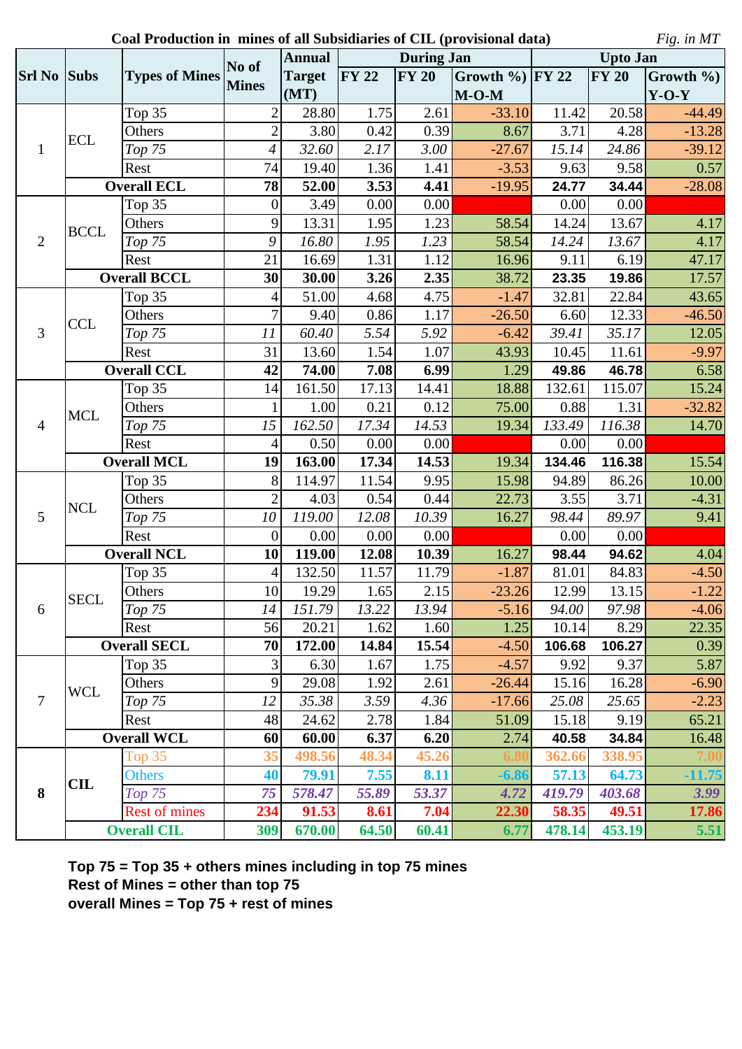**Coal Production in mines of all Subsidiaries of CIL (provisional data)** *Fig. in MT*

| Srl No | Subs | Types of Mines | No of Mines | Annual Target (MT) | During Jan | | | Upto Jan | | |
|---|---|---|---|---|---|---|---|---|---|---|
| | | | | | FY 22 | FY 20 | Growth %) M-O-M | FY 22 | FY 20 | Growth %) Y-O-Y |
| 1 | ECL | Top 35 | 2 | 28.80 | 1.75 | 2.61 | -33.10 | 11.42 | 20.58 | -44.49 |
| | | Others | 2 | 3.80 | 0.42 | 0.39 | 8.67 | 3.71 | 4.28 | -13.28 |
| | | *Top 75* | *4* | *32.60* | *2.17* | *3.00* | -27.67 | *15.14* | *24.86* | -39.12 |
| | | Rest | 74 | 19.40 | 1.36 | 1.41 | -3.53 | 9.63 | 9.58 | 0.57 |
| | **Overall ECL** | | **78** | **52.00** | **3.53** | **4.41** | -19.95 | **24.77** | **34.44** | -28.08 |
| 2 | BCCL | Top 35 | 0 | 3.49 | 0.00 | 0.00 | | 0.00 | 0.00 | |
| | | Others | 9 | 13.31 | 1.95 | 1.23 | 58.54 | 14.24 | 13.67 | 4.17 |
| | | *Top 75* | *9* | *16.80* | *1.95* | *1.23* | 58.54 | *14.24* | *13.67* | 4.17 |
| | | Rest | 21 | 16.69 | 1.31 | 1.12 | 16.96 | 9.11 | 6.19 | 47.17 |
| | **Overall BCCL** | | **30** | **30.00** | **3.26** | **2.35** | 38.72 | **23.35** | **19.86** | 17.57 |
| 3 | CCL | Top 35 | 4 | 51.00 | 4.68 | 4.75 | -1.47 | 32.81 | 22.84 | 43.65 |
| | | Others | 7 | 9.40 | 0.86 | 1.17 | -26.50 | 6.60 | 12.33 | -46.50 |
| | | *Top 75* | *11* | *60.40* | *5.54* | *5.92* | -6.42 | *39.41* | *35.17* | 12.05 |
| | | Rest | 31 | 13.60 | 1.54 | 1.07 | 43.93 | 10.45 | 11.61 | -9.97 |
| | **Overall CCL** | | **42** | **74.00** | **7.08** | **6.99** | 1.29 | **49.86** | **46.78** | 6.58 |
| 4 | MCL | Top 35 | 14 | 161.50 | 17.13 | 14.41 | 18.88 | 132.61 | 115.07 | 15.24 |
| | | Others | 1 | 1.00 | 0.21 | 0.12 | 75.00 | 0.88 | 1.31 | -32.82 |
| | | *Top 75* | *15* | *162.50* | *17.34* | *14.53* | 19.34 | *133.49* | *116.38* | 14.70 |
| | | Rest | 4 | 0.50 | 0.00 | 0.00 | | 0.00 | 0.00 | |
| | **Overall MCL** | | **19** | **163.00** | **17.34** | **14.53** | 19.34 | **134.46** | **116.38** | 15.54 |
| 5 | NCL | Top 35 | 8 | 114.97 | 11.54 | 9.95 | 15.98 | 94.89 | 86.26 | 10.00 |
| | | Others | 2 | 4.03 | 0.54 | 0.44 | 22.73 | 3.55 | 3.71 | -4.31 |
| | | *Top 75* | *10* | *119.00* | *12.08* | *10.39* | 16.27 | *98.44* | *89.97* | 9.41 |
| | | Rest | 0 | 0.00 | 0.00 | 0.00 | | 0.00 | 0.00 | |
| | **Overall NCL** | | **10** | **119.00** | **12.08** | **10.39** | 16.27 | **98.44** | **94.62** | 4.04 |
| 6 | SECL | Top 35 | 4 | 132.50 | 11.57 | 11.79 | -1.87 | 81.01 | 84.83 | -4.50 |
| | | Others | 10 | 19.29 | 1.65 | 2.15 | -23.26 | 12.99 | 13.15 | -1.22 |
| | | *Top 75* | *14* | *151.79* | *13.22* | *13.94* | -5.16 | *94.00* | *97.98* | -4.06 |
| | | Rest | 56 | 20.21 | 1.62 | 1.60 | 1.25 | 10.14 | 8.29 | 22.35 |
| | **Overall SECL** | | **70** | **172.00** | **14.84** | **15.54** | -4.50 | **106.68** | **106.27** | 0.39 |
| 7 | WCL | Top 35 | 3 | 6.30 | 1.67 | 1.75 | -4.57 | 9.92 | 9.37 | 5.87 |
| | | Others | 9 | 29.08 | 1.92 | 2.61 | -26.44 | 15.16 | 16.28 | -6.90 |
| | | *Top 75* | *12* | *35.38* | *3.59* | *4.36* | -17.66 | *25.08* | *25.65* | -2.23 |
| | | Rest | 48 | 24.62 | 2.78 | 1.84 | 51.09 | 15.18 | 9.19 | 65.21 |
| | **Overall WCL** | | **60** | **60.00** | **6.37** | **6.20** | 2.74 | **40.58** | **34.84** | 16.48 |
| **8** | **CIL** | Top 35 | **35** | **498.56** | **48.34** | **45.26** | **6.80** | **362.66** | **338.95** | **7.00** |
| | | Others | **40** | **79.91** | **7.55** | **8.11** | **-6.86** | **57.13** | **64.73** | **-11.75** |
| | | *Top 75* | ***75*** | ***578.47*** | ***55.89*** | ***53.37*** | ***4.72*** | ***419.79*** | ***403.68*** | ***3.99*** |
| | | Rest of mines | **234** | **91.53** | **8.61** | **7.04** | **22.30** | **58.35** | **49.51** | **17.86** |
| | **Overall CIL** | | **309** | **670.00** | **64.50** | **60.41** | **6.77** | **478.14** | **453.19** | **5.51** |

**Top 75 = Top 35 + others mines including in top 75 mines**
**Rest of Mines = other than top 75**
**overall Mines = Top 75 + rest of mines**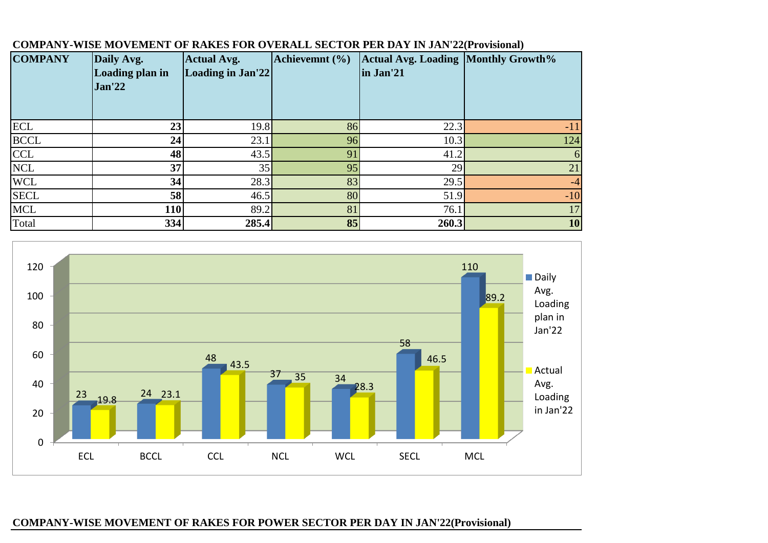**COMPANY-WISE MOVEMENT OF RAKES FOR OVERALL SECTOR PER DAY IN JAN'22(Provisional)**

| COMPANY | Daily Avg. Loading plan in Jan'22 | Actual Avg. Loading in Jan'22 | Achievemnt (%) | Actual Avg. Loading in Jan'21 | Monthly Growth% |
|---|---|---|---|---|---|
| ECL | **23** | 19.8 | 86 | 22.3 | -11 |
| BCCL | **24** | 23.1 | 96 | 10.3 | 124 |
| CCL | **48** | 43.5 | 91 | 41.2 | 6 |
| NCL | **37** | 35 | 95 | 29 | 21 |
| WCL | **34** | 28.3 | 83 | 29.5 | -4 |
| SECL | **58** | 46.5 | 80 | 51.9 | -10 |
| MCL | **110** | 89.2 | 81 | 76.1 | 17 |
| Total | **334** | **285.4** | **85** | **260.3** | **10** |

**COMPANY-WISE MOVEMENT OF RAKES FOR POWER SECTOR PER DAY IN JAN'22(Provisional)**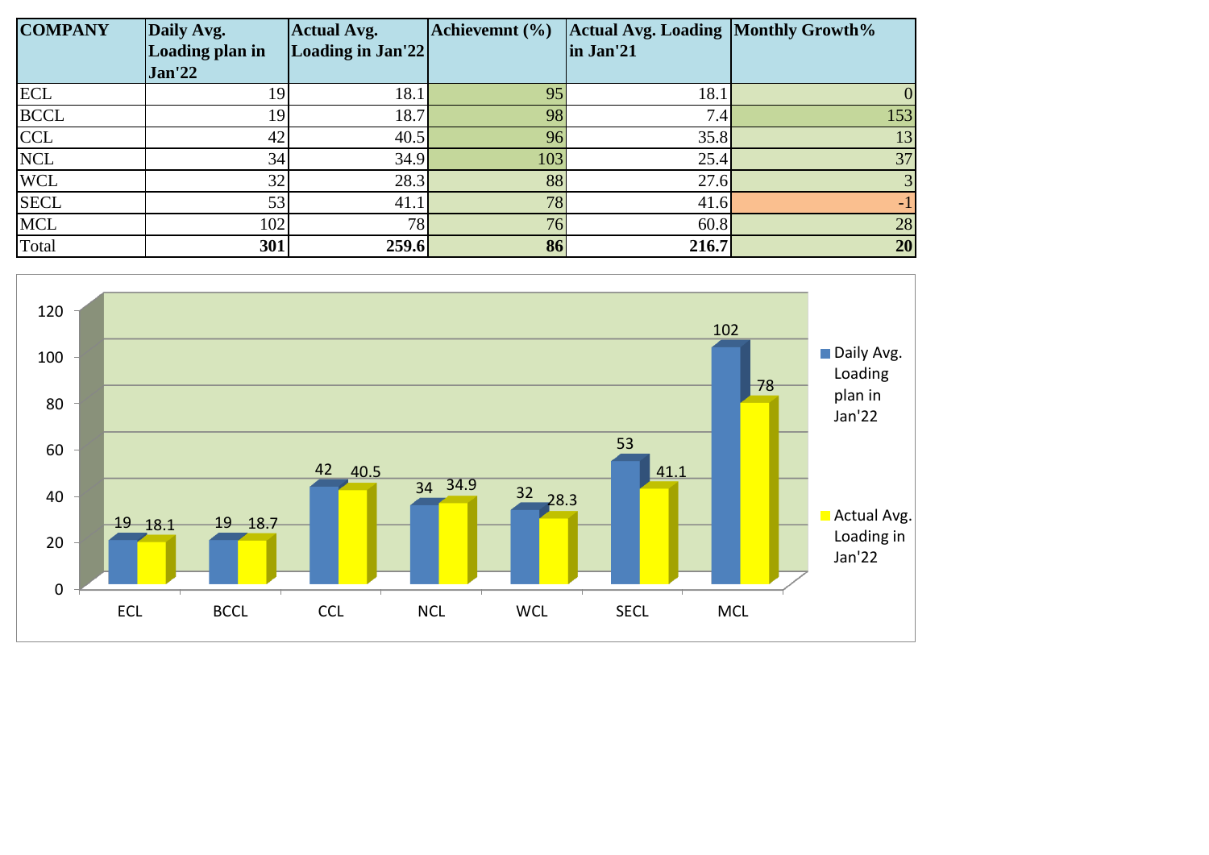| COMPANY | Daily Avg. Loading plan in Jan'22 | Actual Avg. Loading in Jan'22 | Achievemnt (%) | Actual Avg. Loading in Jan'21 | Monthly Growth% |
|---|---|---|---|---|---|
| ECL | 19 | 18.1 | 95 | 18.1 | 0 |
| BCCL | 19 | 18.7 | 98 | 7.4 | 153 |
| CCL | 42 | 40.5 | 96 | 35.8 | 13 |
| NCL | 34 | 34.9 | 103 | 25.4 | 37 |
| WCL | 32 | 28.3 | 88 | 27.6 | 3 |
| SECL | 53 | 41.1 | 78 | 41.6 | -1 |
| MCL | 102 | 78 | 76 | 60.8 | 28 |
| Total | **301** | **259.6** | **86** | **216.7** | **20** |

| Company | Daily Avg. Loading plan in Jan'22 | Actual Avg. Loading in Jan'22 |
|---|---|---|
| ECL | 19 | 18.1 |
| BCCL | 19 | 18.7 |
| CCL | 42 | 40.5 |
| NCL | 34 | 34.9 |
| WCL | 32 | 28.3 |
| SECL | 53 | 41.1 |
| MCL | 102 | 78 |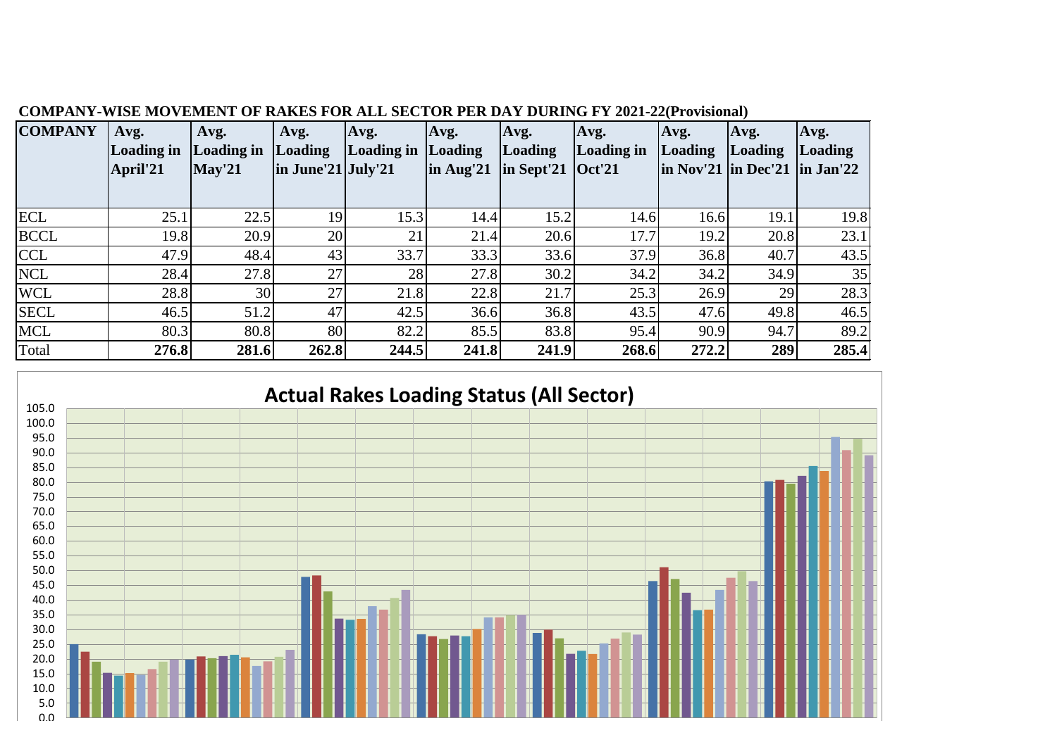**COMPANY-WISE MOVEMENT OF RAKES FOR ALL SECTOR PER DAY DURING FY 2021-22(Provisional)**

| COMPANY | Avg. Loading in April'21 | Avg. Loading in May'21 | Avg. Loading in June'21 | Avg. Loading in July'21 | Avg. Loading in Aug'21 | Avg. Loading in Sept'21 | Avg. Loading in Oct'21 | Avg. Loading in Nov'21 | Avg. Loading in Dec'21 | Avg. Loading in Jan'22 |
|---|---|---|---|---|---|---|---|---|---|---|
| ECL | 25.1 | 22.5 | 19 | 15.3 | 14.4 | 15.2 | 14.6 | 16.6 | 19.1 | 19.8 |
| BCCL | 19.8 | 20.9 | 20 | 21 | 21.4 | 20.6 | 17.7 | 19.2 | 20.8 | 23.1 |
| CCL | 47.9 | 48.4 | 43 | 33.7 | 33.3 | 33.6 | 37.9 | 36.8 | 40.7 | 43.5 |
| NCL | 28.4 | 27.8 | 27 | 28 | 27.8 | 30.2 | 34.2 | 34.2 | 34.9 | 35 |
| WCL | 28.8 | 30 | 27 | 21.8 | 22.8 | 21.7 | 25.3 | 26.9 | 29 | 28.3 |
| SECL | 46.5 | 51.2 | 47 | 42.5 | 36.6 | 36.8 | 43.5 | 47.6 | 49.8 | 46.5 |
| MCL | 80.3 | 80.8 | 80 | 82.2 | 85.5 | 83.8 | 95.4 | 90.9 | 94.7 | 89.2 |
| Total | **276.8** | **281.6** | **262.8** | **244.5** | **241.8** | **241.9** | **268.6** | **272.2** | **289** | **285.4** |

**Actual Rakes Loading Status (All Sector)**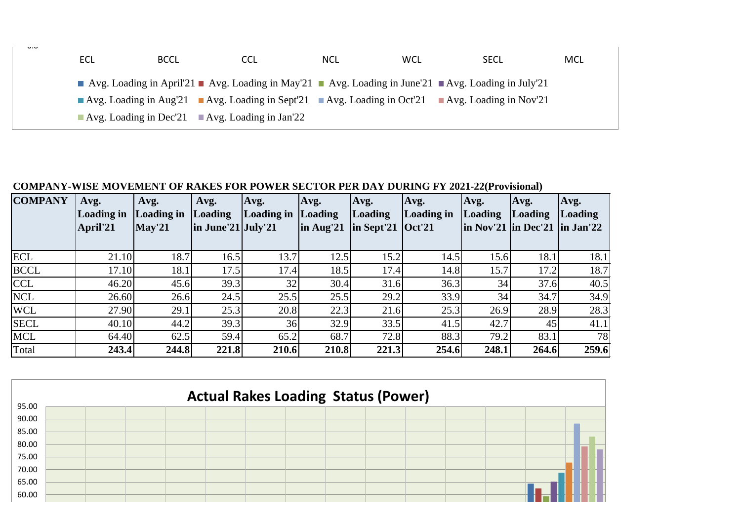ECL BCCL CCL NCL WCL SECL MCL

■ Avg. Loading in April'21 ■ Avg. Loading in May'21 ■ Avg. Loading in June'21 ■ Avg. Loading in July'21
■ Avg. Loading in Aug'21 ■ Avg. Loading in Sept'21 ■ Avg. Loading in Oct'21 ■ Avg. Loading in Nov'21
■ Avg. Loading in Dec'21 ■ Avg. Loading in Jan'22

**COMPANY-WISE MOVEMENT OF RAKES FOR POWER SECTOR PER DAY DURING FY 2021-22(Provisional)**

| COMPANY | Avg. Loading in April'21 | Avg. Loading in May'21 | Avg. Loading in June'21 | Avg. Loading in July'21 | Avg. Loading in Aug'21 | Avg. Loading in Sept'21 | Avg. Loading in Oct'21 | Avg. Loading in Nov'21 | Avg. Loading in Dec'21 | Avg. Loading in Jan'22 |
|---|---|---|---|---|---|---|---|---|---|---|
| ECL | 21.10 | 18.7 | 16.5 | 13.7 | 12.5 | 15.2 | 14.5 | 15.6 | 18.1 | 18.1 |
| BCCL | 17.10 | 18.1 | 17.5 | 17.4 | 18.5 | 17.4 | 14.8 | 15.7 | 17.2 | 18.7 |
| CCL | 46.20 | 45.6 | 39.3 | 32 | 30.4 | 31.6 | 36.3 | 34 | 37.6 | 40.5 |
| NCL | 26.60 | 26.6 | 24.5 | 25.5 | 25.5 | 29.2 | 33.9 | 34 | 34.7 | 34.9 |
| WCL | 27.90 | 29.1 | 25.3 | 20.8 | 22.3 | 21.6 | 25.3 | 26.9 | 28.9 | 28.3 |
| SECL | 40.10 | 44.2 | 39.3 | 36 | 32.9 | 33.5 | 41.5 | 42.7 | 45 | 41.1 |
| MCL | 64.40 | 62.5 | 59.4 | 65.2 | 68.7 | 72.8 | 88.3 | 79.2 | 83.1 | 78 |
| Total | **243.4** | **244.8** | **221.8** | **210.6** | **210.8** | **221.3** | **254.6** | **248.1** | **264.6** | **259.6** |

**Actual Rakes Loading Status (Power)**

95.00
90.00
85.00
80.00
75.00
70.00
65.00
60.00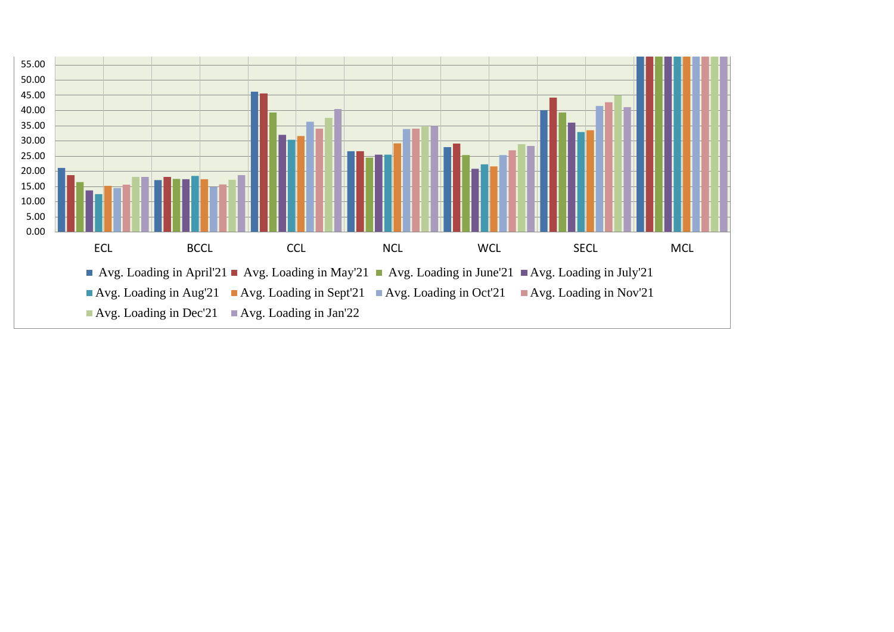55.00
50.00
45.00
40.00
35.00
30.00
25.00
20.00
15.00
10.00
5.00
0.00

ECL BCCL CCL NCL WCL SECL MCL

Avg. Loading in April'21 Avg. Loading in May'21 Avg. Loading in June'21 Avg. Loading in July'21 Avg. Loading in Aug'21 Avg. Loading in Sept'21 Avg. Loading in Oct'21 Avg. Loading in Nov'21 Avg. Loading in Dec'21 Avg. Loading in Jan'22